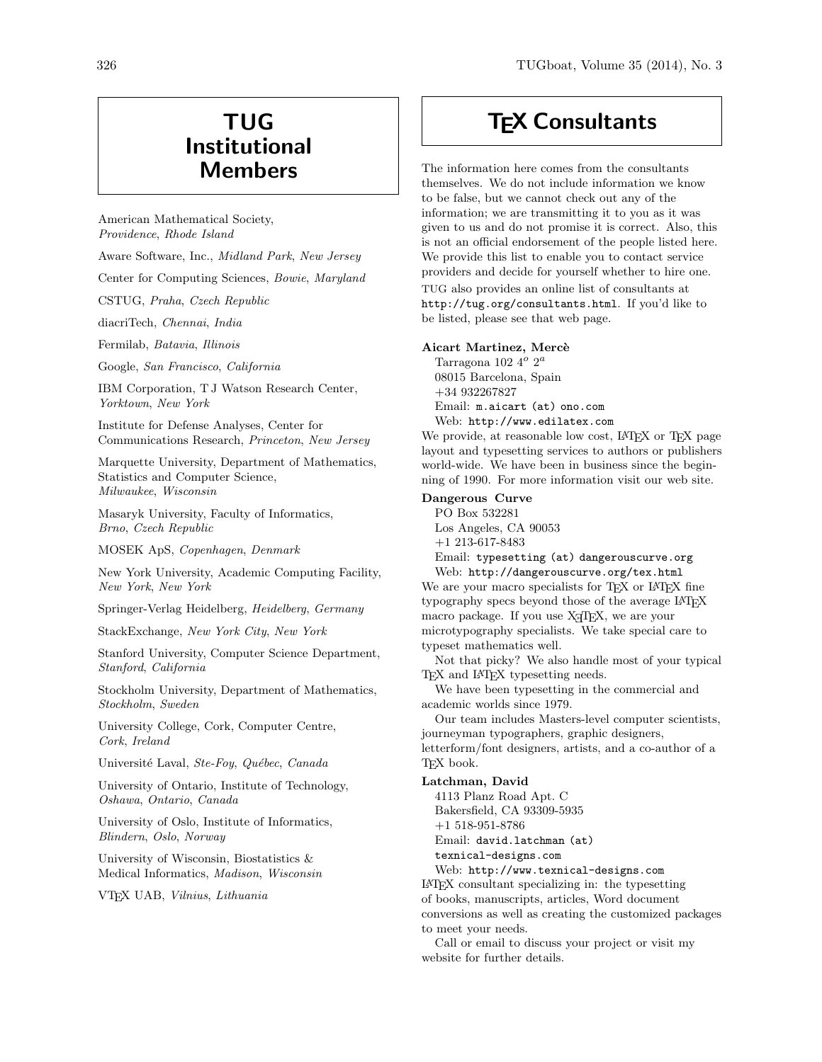# TUG Institutional Members

American Mathematical Society, *Providence*, *Rhode Island*

Aware Software, Inc., *Midland Park*, *New Jersey*

Center for Computing Sciences, *Bowie*, *Maryland*

CSTUG, *Praha*, *Czech Republic*

diacriTech, *Chennai*, *India*

Fermilab, *Batavia*, *Illinois*

Google, *San Francisco*, *California*

IBM Corporation, T J Watson Research Center, *Yorktown*, *New York*

Institute for Defense Analyses, Center for Communications Research, *Princeton*, *New Jersey*

Marquette University, Department of Mathematics, Statistics and Computer Science, *Milwaukee*, *Wisconsin*

Masaryk University, Faculty of Informatics, *Brno*, *Czech Republic*

MOSEK ApS, *Copenhagen*, *Denmark*

New York University, Academic Computing Facility, *New York*, *New York*

Springer-Verlag Heidelberg, *Heidelberg*, *Germany*

StackExchange, *New York City*, *New York*

Stanford University, Computer Science Department, *Stanford*, *California*

Stockholm University, Department of Mathematics, *Stockholm*, *Sweden*

University College, Cork, Computer Centre, *Cork*, *Ireland*

Université Laval, *Ste-Foy*, *Québec*, *Canada*

University of Ontario, Institute of Technology, *Oshawa*, *Ontario*, *Canada*

University of Oslo, Institute of Informatics, *Blindern*, *Oslo*, *Norway*

University of Wisconsin, Biostatistics & Medical Informatics, *Madison*, *Wisconsin*

VTeX UAB, *Vilnius*, *Lithuania*

# TeX Consultants

The information here comes from the consultants themselves. We do not include information we know to be false, but we cannot check out any of the information; we are transmitting it to you as it was given to us and do not promise it is correct. Also, this is not an official endorsement of the people listed here. We provide this list to enable you to contact service providers and decide for yourself whether to hire one.

TUG also provides an online list of consultants at `http://tug.org/consultants.html`. If you'd like to be listed, please see that web page.

**Aicart Martinez, Mercè**
Tarragona 102 $4^o$ $2^a$
08015 Barcelona, Spain
+34 932267827
Email: `m.aicart (at) ono.com`
Web: `http://www.edilatex.com`

We provide, at reasonable low cost, LaTeX or TeX page layout and typesetting services to authors or publishers world-wide. We have been in business since the beginning of 1990. For more information visit our web site.

**Dangerous Curve**
PO Box 532281
Los Angeles, CA 90053
+1 213-617-8483
Email: `typesetting (at) dangerouscurve.org`
Web: `http://dangerouscurve.org/tex.html`

We are your macro specialists for TeX or LaTeX fine typography specs beyond those of the average LaTeX macro package. If you use XeTeX, we are your microtypography specialists. We take special care to typeset mathematics well.

Not that picky? We also handle most of your typical TeX and LaTeX typesetting needs.

We have been typesetting in the commercial and academic worlds since 1979.

Our team includes Masters-level computer scientists, journeyman typographers, graphic designers, letterform/font designers, artists, and a co-author of a TeX book.

**Latchman, David**
4113 Planz Road Apt. C
Bakersfield, CA 93309-5935
+1 518-951-8786
Email: `david.latchman (at) texnical-designs.com`
Web: `http://www.texnical-designs.com`

LaTeX consultant specializing in: the typesetting of books, manuscripts, articles, Word document conversions as well as creating the customized packages to meet your needs.

Call or email to discuss your project or visit my website for further details.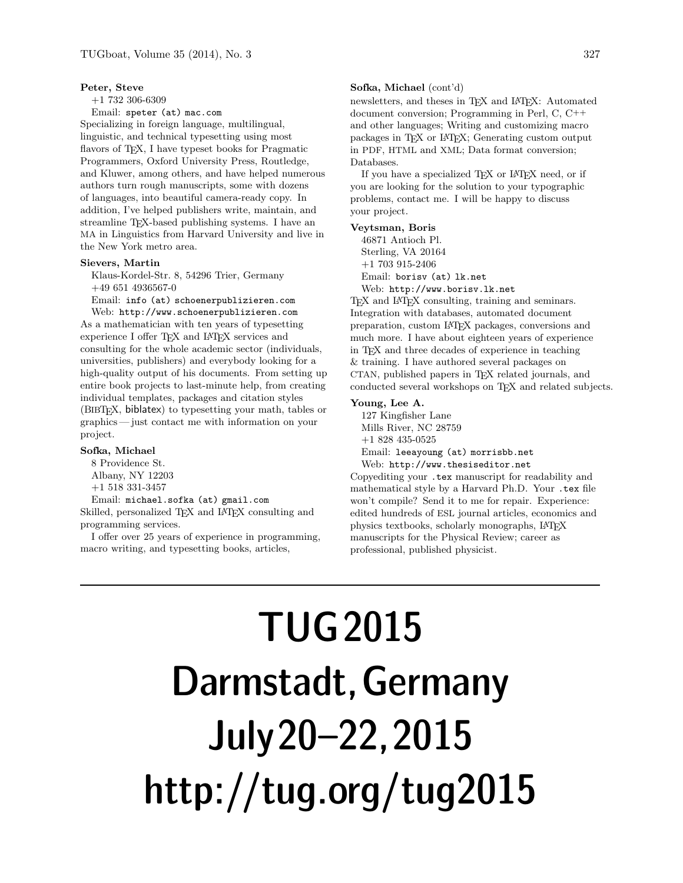**Peter, Steve**
+1 732 306-6309
Email: speter (at) mac.com

Specializing in foreign language, multilingual, linguistic, and technical typesetting using most flavors of TeX, I have typeset books for Pragmatic Programmers, Oxford University Press, Routledge, and Kluwer, among others, and have helped numerous authors turn rough manuscripts, some with dozens of languages, into beautiful camera-ready copy. In addition, I've helped publishers write, maintain, and streamline TeX-based publishing systems. I have an MA in Linguistics from Harvard University and live in the New York metro area.

**Sievers, Martin**
Klaus-Kordel-Str. 8, 54296 Trier, Germany
+49 651 4936567-0
Email: info (at) schoenerpublizieren.com
Web: http://www.schoenerpublizieren.com

As a mathematician with ten years of typesetting experience I offer TeX and LaTeX services and consulting for the whole academic sector (individuals, universities, publishers) and everybody looking for a high-quality output of his documents. From setting up entire book projects to last-minute help, from creating individual templates, packages and citation styles (BibTeX, biblatex) to typesetting your math, tables or graphics — just contact me with information on your project.

**Sofka, Michael**
8 Providence St.
Albany, NY 12203
+1 518 331-3457
Email: michael.sofka (at) gmail.com

Skilled, personalized TeX and LaTeX consulting and programming services.

I offer over 25 years of experience in programming, macro writing, and typesetting books, articles, newsletters, and theses in TeX and LaTeX: Automated document conversion; Programming in Perl, C, C++ and other languages; Writing and customizing macro packages in TeX or LaTeX; Generating custom output in PDF, HTML and XML; Data format conversion; Databases.

If you have a specialized TeX or LaTeX need, or if you are looking for the solution to your typographic problems, contact me. I will be happy to discuss your project.

**Veytsman, Boris**
46871 Antioch Pl.
Sterling, VA 20164
+1 703 915-2406
Email: borisv (at) lk.net
Web: http://www.borisv.lk.net

TeX and LaTeX consulting, training and seminars. Integration with databases, automated document preparation, custom LaTeX packages, conversions and much more. I have about eighteen years of experience in TeX and three decades of experience in teaching & training. I have authored several packages on CTAN, published papers in TeX related journals, and conducted several workshops on TeX and related subjects.

**Young, Lee A.**
127 Kingfisher Lane
Mills River, NC 28759
+1 828 435-0525
Email: leeayoung (at) morrisbb.net
Web: http://www.thesiseditor.net

Copyediting your .tex manuscript for readability and mathematical style by a Harvard Ph.D. Your .tex file won't compile? Send it to me for repair. Experience: edited hundreds of ESL journal articles, economics and physics textbooks, scholarly monographs, LaTeX manuscripts for the Physical Review; career as professional, published physicist.

---

# TUG 2015
# Darmstadt, Germany
# July 20–22, 2015
# http://tug.org/tug2015